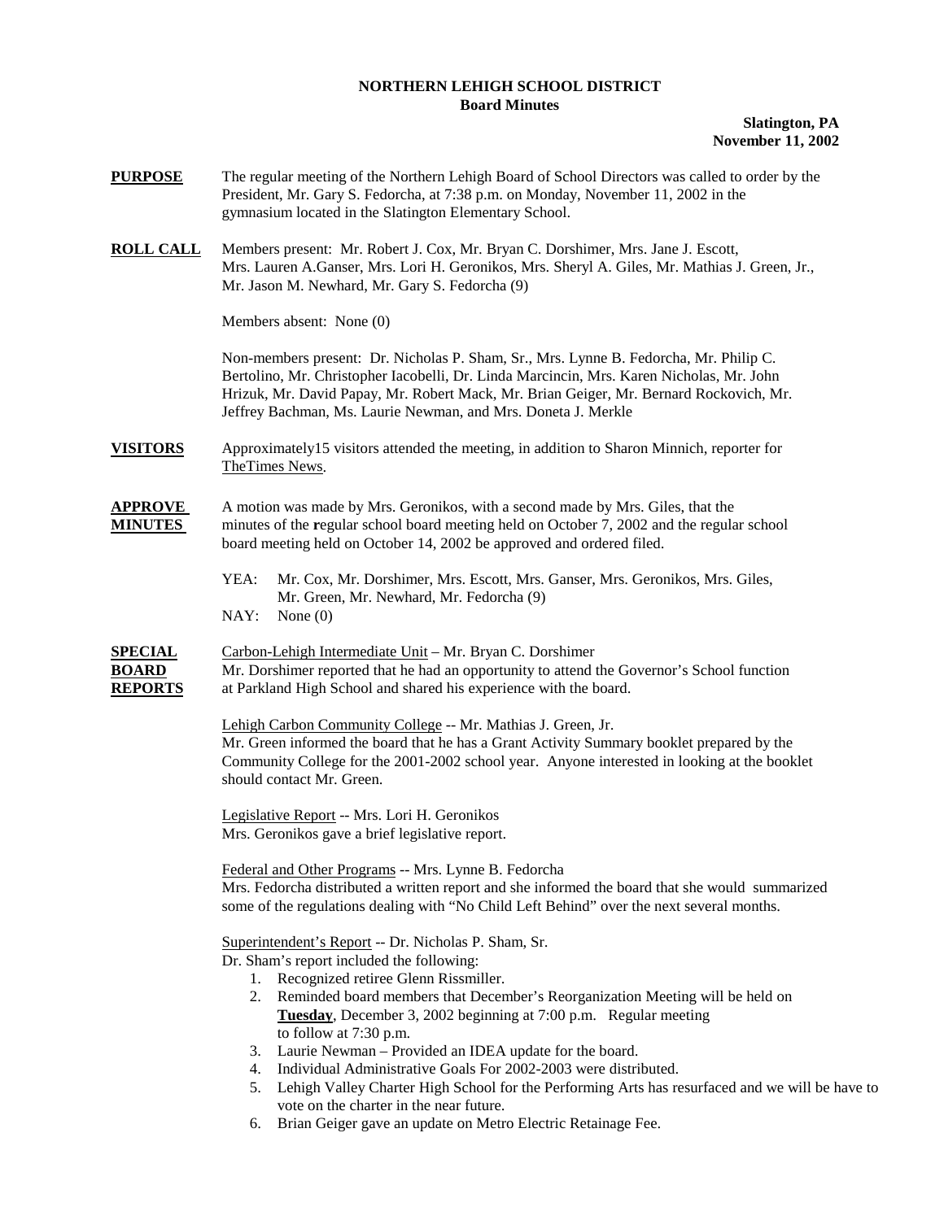**NORTHERN LEHIGH SCHOOL DISTRICT**
**Board Minutes**

**Slatington, PA**
**November 11, 2002**

**PURPOSE** The regular meeting of the Northern Lehigh Board of School Directors was called to order by the President, Mr. Gary S. Fedorcha, at 7:38 p.m. on Monday, November 11, 2002 in the gymnasium located in the Slatington Elementary School.

**ROLL CALL** Members present: Mr. Robert J. Cox, Mr. Bryan C. Dorshimer, Mrs. Jane J. Escott, Mrs. Lauren A.Ganser, Mrs. Lori H. Geronikos, Mrs. Sheryl A. Giles, Mr. Mathias J. Green, Jr., Mr. Jason M. Newhard, Mr. Gary S. Fedorcha (9)

Members absent: None (0)

Non-members present: Dr. Nicholas P. Sham, Sr., Mrs. Lynne B. Fedorcha, Mr. Philip C. Bertolino, Mr. Christopher Iacobelli, Dr. Linda Marcincin, Mrs. Karen Nicholas, Mr. John Hrizuk, Mr. David Papay, Mr. Robert Mack, Mr. Brian Geiger, Mr. Bernard Rockovich, Mr. Jeffrey Bachman, Ms. Laurie Newman, and Mrs. Doneta J. Merkle

**VISITORS** Approximately15 visitors attended the meeting, in addition to Sharon Minnich, reporter for TheTimes News.

**APPROVE MINUTES** A motion was made by Mrs. Geronikos, with a second made by Mrs. Giles, that the minutes of the **r**egular school board meeting held on October 7, 2002 and the regular school board meeting held on October 14, 2002 be approved and ordered filed.

YEA: Mr. Cox, Mr. Dorshimer, Mrs. Escott, Mrs. Ganser, Mrs. Geronikos, Mrs. Giles, Mr. Green, Mr. Newhard, Mr. Fedorcha (9)
NAY: None (0)

**SPECIAL BOARD REPORTS**

Carbon-Lehigh Intermediate Unit – Mr. Bryan C. Dorshimer
Mr. Dorshimer reported that he had an opportunity to attend the Governor's School function at Parkland High School and shared his experience with the board.

Lehigh Carbon Community College -- Mr. Mathias J. Green, Jr.
Mr. Green informed the board that he has a Grant Activity Summary booklet prepared by the Community College for the 2001-2002 school year. Anyone interested in looking at the booklet should contact Mr. Green.

Legislative Report -- Mrs. Lori H. Geronikos
Mrs. Geronikos gave a brief legislative report.

Federal and Other Programs -- Mrs. Lynne B. Fedorcha
Mrs. Fedorcha distributed a written report and she informed the board that she would summarized some of the regulations dealing with "No Child Left Behind" over the next several months.

Superintendent's Report -- Dr. Nicholas P. Sham, Sr.
Dr. Sham's report included the following:

1. Recognized retiree Glenn Rissmiller.
2. Reminded board members that December's Reorganization Meeting will be held on **Tuesday**, December 3, 2002 beginning at 7:00 p.m. Regular meeting to follow at 7:30 p.m.
3. Laurie Newman – Provided an IDEA update for the board.
4. Individual Administrative Goals For 2002-2003 were distributed.
5. Lehigh Valley Charter High School for the Performing Arts has resurfaced and we will be have to vote on the charter in the near future.
6. Brian Geiger gave an update on Metro Electric Retainage Fee.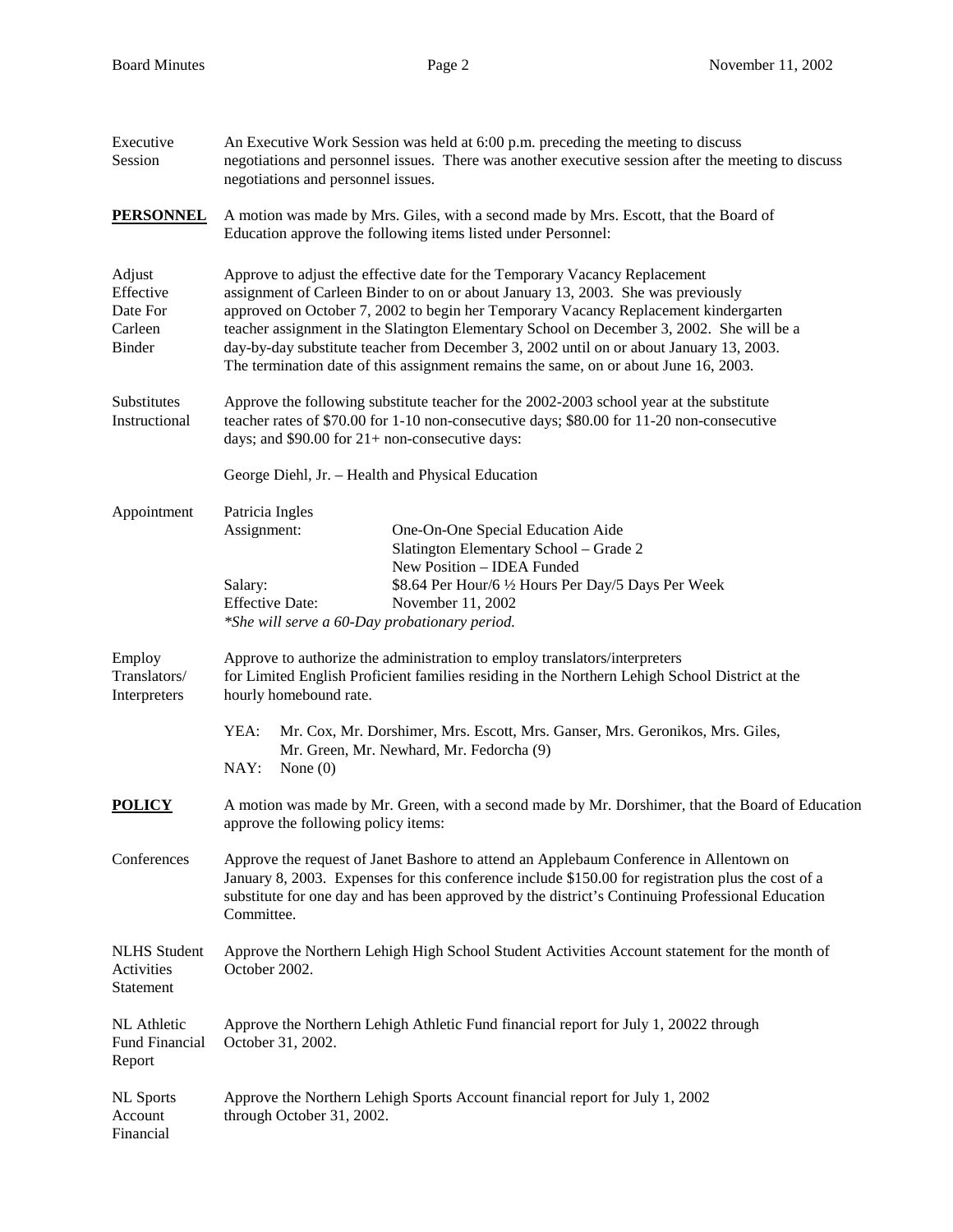**Executive Session**

An Executive Work Session was held at 6:00 p.m. preceding the meeting to discuss negotiations and personnel issues. There was another executive session after the meeting to discuss negotiations and personnel issues.

## PERSONNEL

A motion was made by Mrs. Giles, with a second made by Mrs. Escott, that the Board of Education approve the following items listed under Personnel:

**Adjust Effective Date For Carleen Binder**

Approve to adjust the effective date for the Temporary Vacancy Replacement assignment of Carleen Binder to on or about January 13, 2003. She was previously approved on October 7, 2002 to begin her Temporary Vacancy Replacement kindergarten teacher assignment in the Slatington Elementary School on December 3, 2002. She will be a day-by-day substitute teacher from December 3, 2002 until on or about January 13, 2003. The termination date of this assignment remains the same, on or about June 16, 2003.

**Substitutes Instructional**

Approve the following substitute teacher for the 2002-2003 school year at the substitute teacher rates of $70.00 for 1-10 non-consecutive days; $80.00 for 11-20 non-consecutive days; and $90.00 for 21+ non-consecutive days:

George Diehl, Jr. – Health and Physical Education

**Appointment**

Patricia Ingles

| | |
|---|---|
| Assignment: | One-On-One Special Education Aide<br>Slatington Elementary School – Grade 2<br>New Position – IDEA Funded |
| Salary: | $8.64 Per Hour/6 ½ Hours Per Day/5 Days Per Week |
| Effective Date: | November 11, 2002 |

*\*She will serve a 60-Day probationary period.*

**Employ Translators/ Interpreters**

Approve to authorize the administration to employ translators/interpreters for Limited English Proficient families residing in the Northern Lehigh School District at the hourly homebound rate.

YEA: Mr. Cox, Mr. Dorshimer, Mrs. Escott, Mrs. Ganser, Mrs. Geronikos, Mrs. Giles, Mr. Green, Mr. Newhard, Mr. Fedorcha (9)

NAY: None (0)

## POLICY

A motion was made by Mr. Green, with a second made by Mr. Dorshimer, that the Board of Education approve the following policy items:

**Conferences**

Approve the request of Janet Bashore to attend an Applebaum Conference in Allentown on January 8, 2003. Expenses for this conference include $150.00 for registration plus the cost of a substitute for one day and has been approved by the district's Continuing Professional Education Committee.

**NLHS Student Activities Statement**

Approve the Northern Lehigh High School Student Activities Account statement for the month of October 2002.

**NL Athletic Fund Financial Report**

Approve the Northern Lehigh Athletic Fund financial report for July 1, 20022 through October 31, 2002.

**NL Sports Account Financial**

Approve the Northern Lehigh Sports Account financial report for July 1, 2002 through October 31, 2002.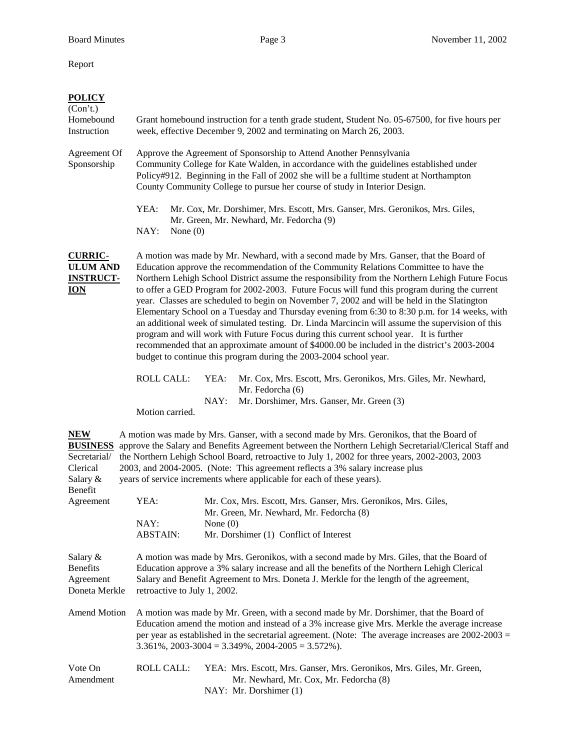Report

**POLICY**
(Con't.)

Homebound Instruction — Grant homebound instruction for a tenth grade student, Student No. 05-67500, for five hours per week, effective December 9, 2002 and terminating on March 26, 2003.

Agreement Of Sponsorship — Approve the Agreement of Sponsorship to Attend Another Pennsylvania Community College for Kate Walden, in accordance with the guidelines established under Policy#912. Beginning in the Fall of 2002 she will be a fulltime student at Northampton County Community College to pursue her course of study in Interior Design.

YEA: Mr. Cox, Mr. Dorshimer, Mrs. Escott, Mrs. Ganser, Mrs. Geronikos, Mrs. Giles, Mr. Green, Mr. Newhard, Mr. Fedorcha (9)
NAY: None (0)

**CURRICULUM AND INSTRUCTION**

A motion was made by Mr. Newhard, with a second made by Mrs. Ganser, that the Board of Education approve the recommendation of the Community Relations Committee to have the Northern Lehigh School District assume the responsibility from the Northern Lehigh Future Focus to offer a GED Program for 2002-2003. Future Focus will fund this program during the current year. Classes are scheduled to begin on November 7, 2002 and will be held in the Slatington Elementary School on a Tuesday and Thursday evening from 6:30 to 8:30 p.m. for 14 weeks, with an additional week of simulated testing. Dr. Linda Marcincin will assume the supervision of this program and will work with Future Focus during this current school year. It is further recommended that an approximate amount of $4000.00 be included in the district's 2003-2004 budget to continue this program during the 2003-2004 school year.

ROLL CALL: YEA: Mr. Cox, Mrs. Escott, Mrs. Geronikos, Mrs. Giles, Mr. Newhard, Mr. Fedorcha (6)
NAY: Mr. Dorshimer, Mrs. Ganser, Mr. Green (3)

Motion carried.

**NEW BUSINESS**

Secretarial/ Clerical Salary & Benefit Agreement — A motion was made by Mrs. Ganser, with a second made by Mrs. Geronikos, that the Board of approve the Salary and Benefits Agreement between the Northern Lehigh Secretarial/Clerical Staff and the Northern Lehigh School Board, retroactive to July 1, 2002 for three years, 2002-2003, 2003 2003, and 2004-2005. (Note: This agreement reflects a 3% salary increase plus years of service increments where applicable for each of these years).

YEA: Mr. Cox, Mrs. Escott, Mrs. Ganser, Mrs. Geronikos, Mrs. Giles, Mr. Green, Mr. Newhard, Mr. Fedorcha (8)
NAY: None (0)
ABSTAIN: Mr. Dorshimer (1) Conflict of Interest

Salary & Benefits Agreement Doneta Merkle — A motion was made by Mrs. Geronikos, with a second made by Mrs. Giles, that the Board of Education approve a 3% salary increase and all the benefits of the Northern Lehigh Clerical Salary and Benefit Agreement to Mrs. Doneta J. Merkle for the length of the agreement, retroactive to July 1, 2002.

Amend Motion — A motion was made by Mr. Green, with a second made by Mr. Dorshimer, that the Board of Education amend the motion and instead of a 3% increase give Mrs. Merkle the average increase per year as established in the secretarial agreement. (Note: The average increases are 2002-2003 = 3.361%, 2003-3004 = 3.349%, 2004-2005 = 3.572%).

Vote On Amendment — ROLL CALL: YEA: Mrs. Escott, Mrs. Ganser, Mrs. Geronikos, Mrs. Giles, Mr. Green, Mr. Newhard, Mr. Cox, Mr. Fedorcha (8)
NAY: Mr. Dorshimer (1)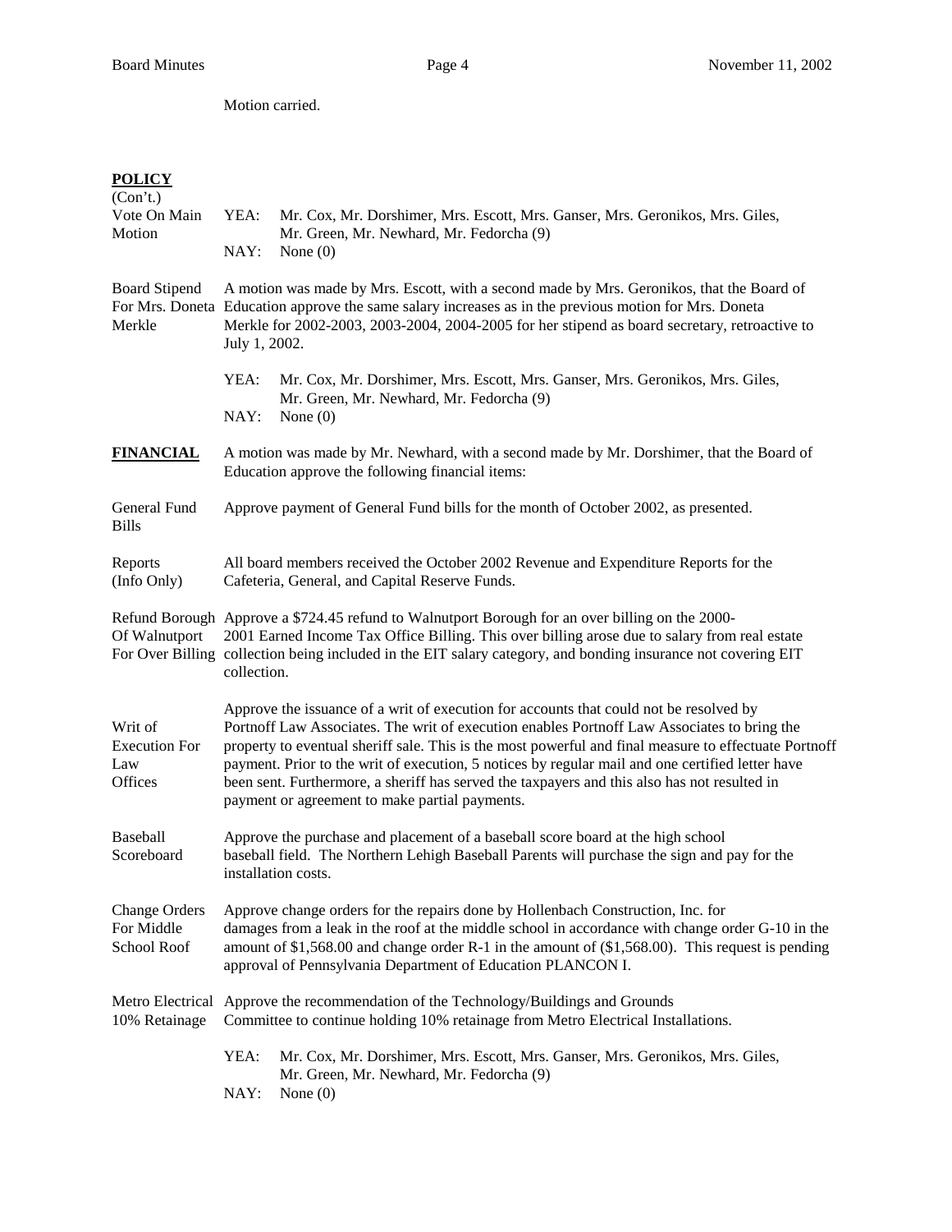Motion carried.

**POLICY**
(Con't.)

Vote On Main Motion

YEA: Mr. Cox, Mr. Dorshimer, Mrs. Escott, Mrs. Ganser, Mrs. Geronikos, Mrs. Giles, Mr. Green, Mr. Newhard, Mr. Fedorcha (9)
NAY: None (0)

Board Stipend For Mrs. Doneta Merkle

A motion was made by Mrs. Escott, with a second made by Mrs. Geronikos, that the Board of Education approve the same salary increases as in the previous motion for Mrs. Doneta Merkle for 2002-2003, 2003-2004, 2004-2005 for her stipend as board secretary, retroactive to July 1, 2002.

YEA: Mr. Cox, Mr. Dorshimer, Mrs. Escott, Mrs. Ganser, Mrs. Geronikos, Mrs. Giles, Mr. Green, Mr. Newhard, Mr. Fedorcha (9)
NAY: None (0)

**FINANCIAL**

A motion was made by Mr. Newhard, with a second made by Mr. Dorshimer, that the Board of Education approve the following financial items:

General Fund Bills

Approve payment of General Fund bills for the month of October 2002, as presented.

Reports (Info Only)

All board members received the October 2002 Revenue and Expenditure Reports for the Cafeteria, General, and Capital Reserve Funds.

Refund Borough Of Walnutport For Over Billing

Approve a $724.45 refund to Walnutport Borough for an over billing on the 2000-2001 Earned Income Tax Office Billing. This over billing arose due to salary from real estate collection being included in the EIT salary category, and bonding insurance not covering EIT collection.

Writ of Execution For Law Offices

Approve the issuance of a writ of execution for accounts that could not be resolved by Portnoff Law Associates. The writ of execution enables Portnoff Law Associates to bring the property to eventual sheriff sale. This is the most powerful and final measure to effectuate Portnoff payment. Prior to the writ of execution, 5 notices by regular mail and one certified letter have been sent. Furthermore, a sheriff has served the taxpayers and this also has not resulted in payment or agreement to make partial payments.

Baseball Scoreboard

Approve the purchase and placement of a baseball score board at the high school baseball field. The Northern Lehigh Baseball Parents will purchase the sign and pay for the installation costs.

Change Orders For Middle School Roof

Approve change orders for the repairs done by Hollenbach Construction, Inc. for damages from a leak in the roof at the middle school in accordance with change order G-10 in the amount of $1,568.00 and change order R-1 in the amount of ($1,568.00). This request is pending approval of Pennsylvania Department of Education PLANCON I.

Metro Electrical 10% Retainage

Approve the recommendation of the Technology/Buildings and Grounds Committee to continue holding 10% retainage from Metro Electrical Installations.

YEA: Mr. Cox, Mr. Dorshimer, Mrs. Escott, Mrs. Ganser, Mrs. Geronikos, Mrs. Giles, Mr. Green, Mr. Newhard, Mr. Fedorcha (9)
NAY: None (0)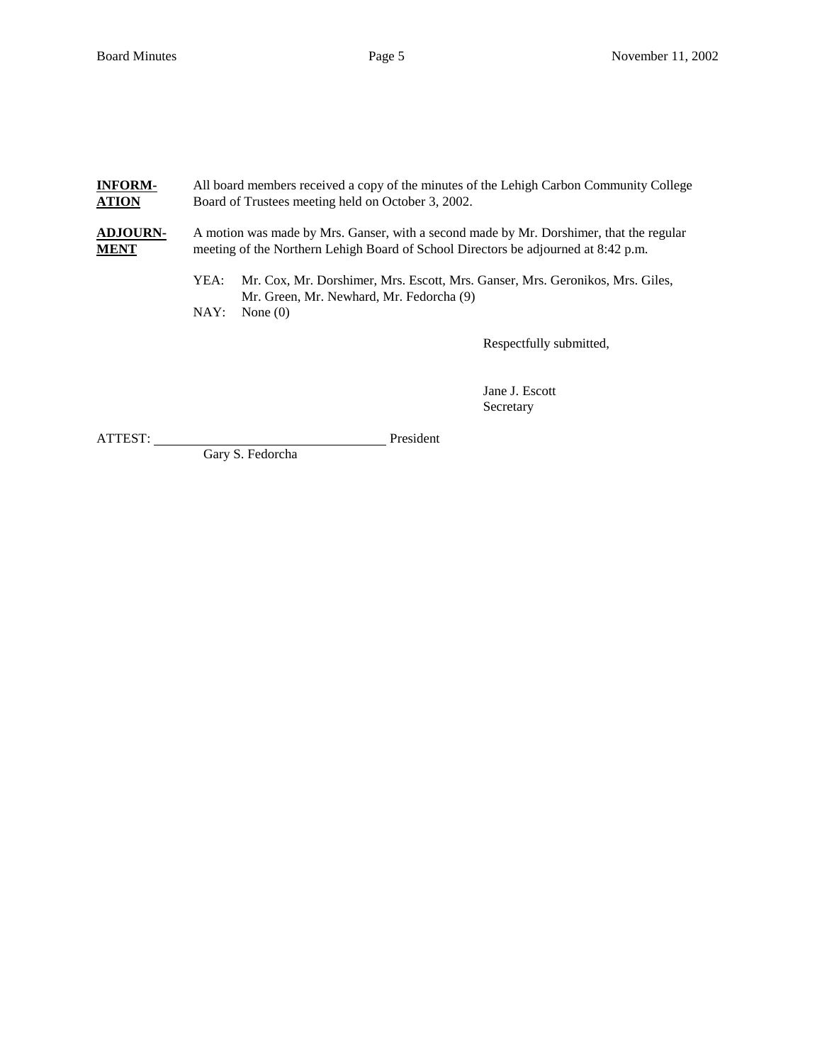**INFORMATION** All board members received a copy of the minutes of the Lehigh Carbon Community College Board of Trustees meeting held on October 3, 2002.

**ADJOURNMENT** A motion was made by Mrs. Ganser, with a second made by Mr. Dorshimer, that the regular meeting of the Northern Lehigh Board of School Directors be adjourned at 8:42 p.m.

YEA: Mr. Cox, Mr. Dorshimer, Mrs. Escott, Mrs. Ganser, Mrs. Geronikos, Mrs. Giles, Mr. Green, Mr. Newhard, Mr. Fedorcha (9)
NAY: None (0)

Respectfully submitted,

Jane J. Escott
Secretary

ATTEST: ______________________________ President
Gary S. Fedorcha